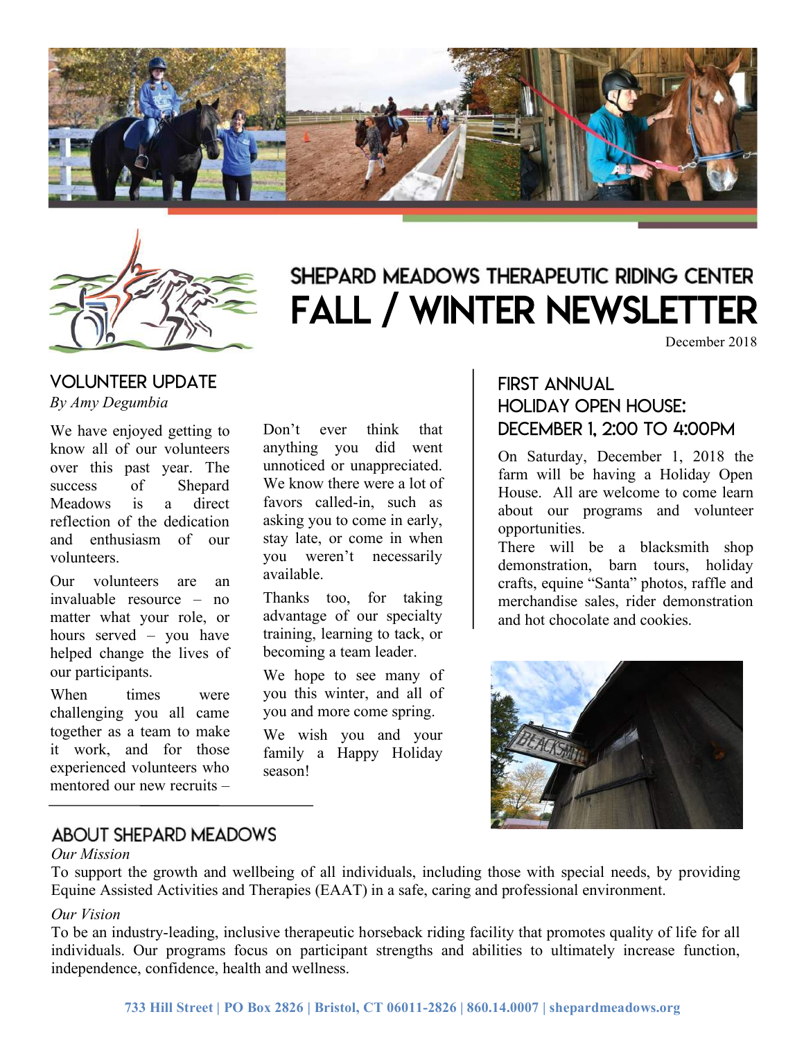# SHEPARD MEADOWS THERAPEUTIC RIDING CENTER
# FALL / WINTER NEWSLETTER

December 2018

## VOLUNTEER UPDATE

*By Amy Degumbia*

We have enjoyed getting to know all of our volunteers over this past year. The success of Shepard Meadows is a direct reflection of the dedication and enthusiasm of our volunteers.

Our volunteers are an invaluable resource – no matter what your role, or hours served – you have helped change the lives of our participants.

When times were challenging you all came together as a team to make it work, and for those experienced volunteers who mentored our new recruits – Don't ever think that anything you did went unnoticed or unappreciated. We know there were a lot of favors called-in, such as asking you to come in early, stay late, or come in when you weren't necessarily available.

Thanks too, for taking advantage of our specialty training, learning to tack, or becoming a team leader.

We hope to see many of you this winter, and all of you and more come spring.

We wish you and your family a Happy Holiday season!

## FIRST ANNUAL HOLIDAY OPEN HOUSE: DECEMBER 1, 2:00 TO 4:00PM

On Saturday, December 1, 2018 the farm will be having a Holiday Open House. All are welcome to come learn about our programs and volunteer opportunities.

There will be a blacksmith shop demonstration, barn tours, holiday crafts, equine "Santa" photos, raffle and merchandise sales, rider demonstration and hot chocolate and cookies.

## ABOUT SHEPARD MEADOWS

*Our Mission*

To support the growth and wellbeing of all individuals, including those with special needs, by providing Equine Assisted Activities and Therapies (EAAT) in a safe, caring and professional environment.

*Our Vision*

To be an industry-leading, inclusive therapeutic horseback riding facility that promotes quality of life for all individuals. Our programs focus on participant strengths and abilities to ultimately increase function, independence, confidence, health and wellness.

**733 Hill Street | PO Box 2826 | Bristol, CT 06011-2826 | 860.14.0007 | shepardmeadows.org**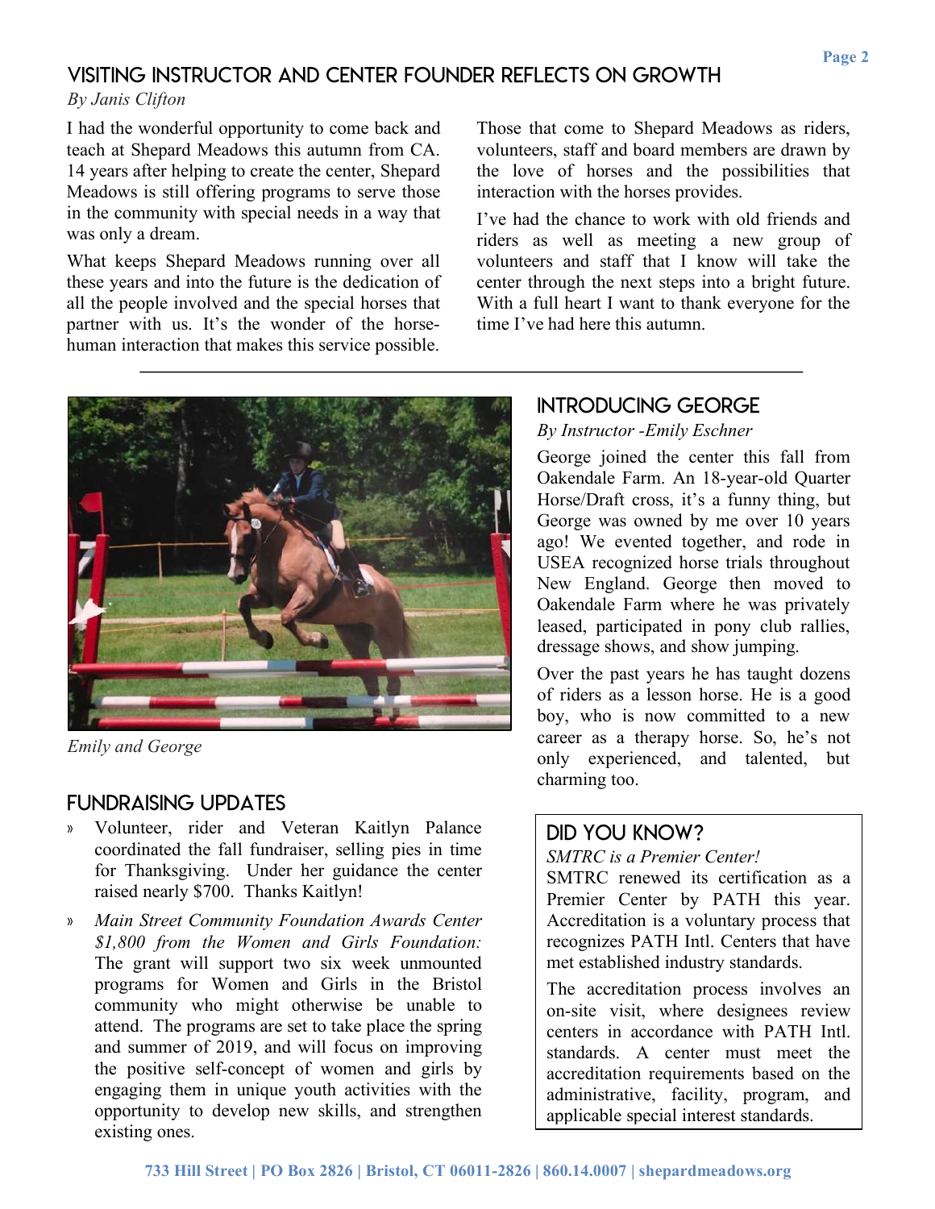## VISITING INSTRUCTOR AND CENTER FOUNDER REFLECTS ON GROWTH

*By Janis Clifton*

I had the wonderful opportunity to come back and teach at Shepard Meadows this autumn from CA. 14 years after helping to create the center, Shepard Meadows is still offering programs to serve those in the community with special needs in a way that was only a dream.

What keeps Shepard Meadows running over all these years and into the future is the dedication of all the people involved and the special horses that partner with us. It's the wonder of the horse-human interaction that makes this service possible.

Those that come to Shepard Meadows as riders, volunteers, staff and board members are drawn by the love of horses and the possibilities that interaction with the horses provides.

I've had the chance to work with old friends and riders as well as meeting a new group of volunteers and staff that I know will take the center through the next steps into a bright future. With a full heart I want to thank everyone for the time I've had here this autumn.

---

*Emily and George*

## FUNDRAISING UPDATES

- Volunteer, rider and Veteran Kaitlyn Palance coordinated the fall fundraiser, selling pies in time for Thanksgiving. Under her guidance the center raised nearly $700. Thanks Kaitlyn!
- *Main Street Community Foundation Awards Center $1,800 from the Women and Girls Foundation:* The grant will support two six week unmounted programs for Women and Girls in the Bristol community who might otherwise be unable to attend. The programs are set to take place the spring and summer of 2019, and will focus on improving the positive self-concept of women and girls by engaging them in unique youth activities with the opportunity to develop new skills, and strengthen existing ones.

## INTRODUCING GEORGE

*By Instructor -Emily Eschner*

George joined the center this fall from Oakendale Farm. An 18-year-old Quarter Horse/Draft cross, it's a funny thing, but George was owned by me over 10 years ago! We evented together, and rode in USEA recognized horse trials throughout New England. George then moved to Oakendale Farm where he was privately leased, participated in pony club rallies, dressage shows, and show jumping.

Over the past years he has taught dozens of riders as a lesson horse. He is a good boy, who is now committed to a new career as a therapy horse. So, he's not only experienced, and talented, but charming too.

## DID YOU KNOW?

*SMTRC is a Premier Center!*

SMTRC renewed its certification as a Premier Center by PATH this year. Accreditation is a voluntary process that recognizes PATH Intl. Centers that have met established industry standards.

The accreditation process involves an on-site visit, where designees review centers in accordance with PATH Intl. standards. A center must meet the accreditation requirements based on the administrative, facility, program, and applicable special interest standards.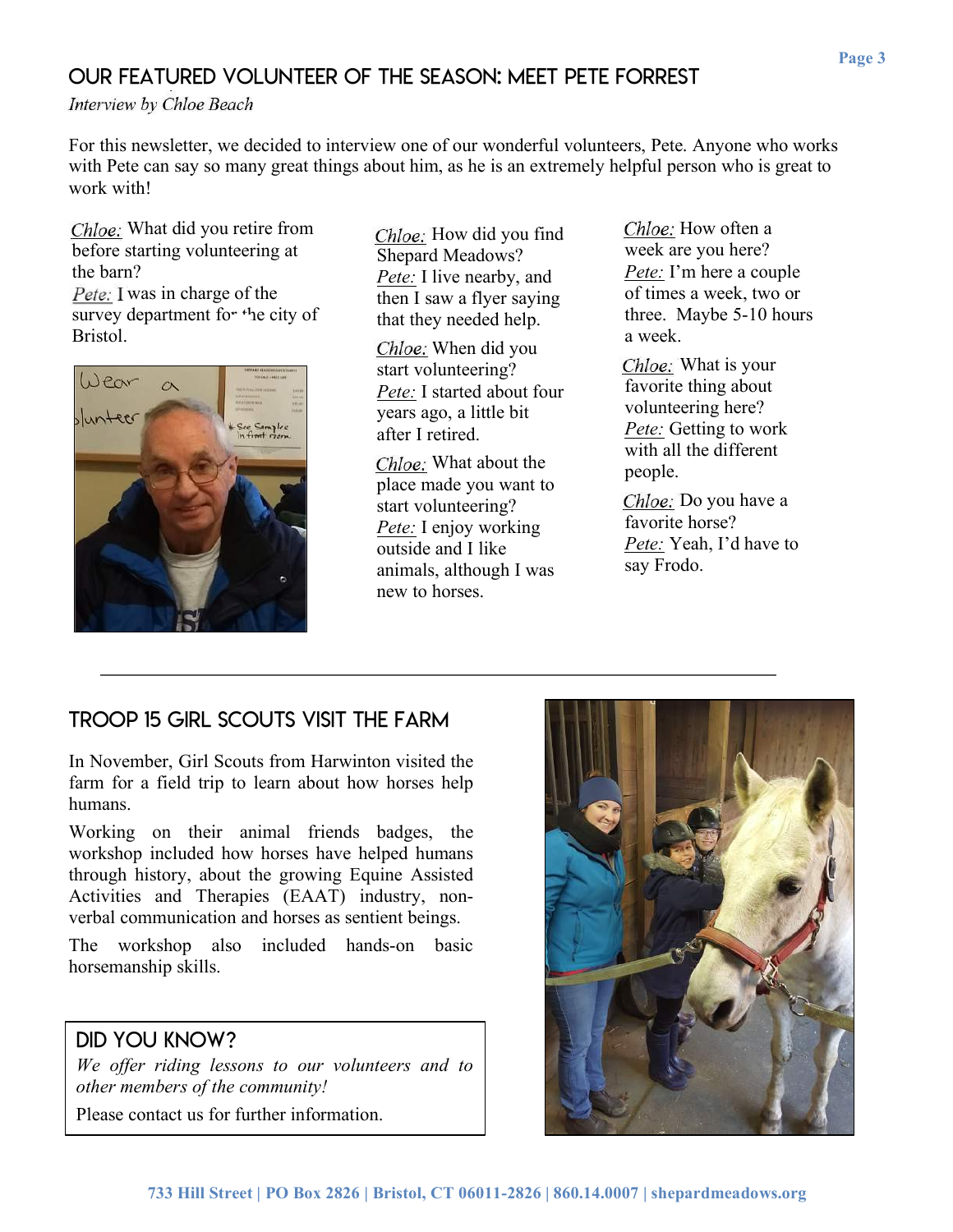## OUR FEATURED VOLUNTEER OF THE SEASON: MEET PETE FORREST

*Interview by Chloe Beach*

For this newsletter, we decided to interview one of our wonderful volunteers, Pete. Anyone who works with Pete can say so many great things about him, as he is an extremely helpful person who is great to work with!

Chloe: What did you retire from before starting volunteering at the barn?
Pete: I was in charge of the survey department for the city of Bristol.

Chloe: How did you find Shepard Meadows?
Pete: I live nearby, and then I saw a flyer saying that they needed help.

Chloe: When did you start volunteering?
Pete: I started about four years ago, a little bit after I retired.

Chloe: What about the place made you want to start volunteering?
Pete: I enjoy working outside and I like animals, although I was new to horses.

Chloe: How often a week are you here?
Pete: I'm here a couple of times a week, two or three. Maybe 5-10 hours a week.

Chloe: What is your favorite thing about volunteering here?
Pete: Getting to work with all the different people.

Chloe: Do you have a favorite horse?
Pete: Yeah, I'd have to say Frodo.

---

## TROOP 15 GIRL SCOUTS VISIT THE FARM

In November, Girl Scouts from Harwinton visited the farm for a field trip to learn about how horses help humans.

Working on their animal friends badges, the workshop included how horses have helped humans through history, about the growing Equine Assisted Activities and Therapies (EAAT) industry, non-verbal communication and horses as sentient beings.

The workshop also included hands-on basic horsemanship skills.

### DID YOU KNOW?

*We offer riding lessons to our volunteers and to other members of the community!*

Please contact us for further information.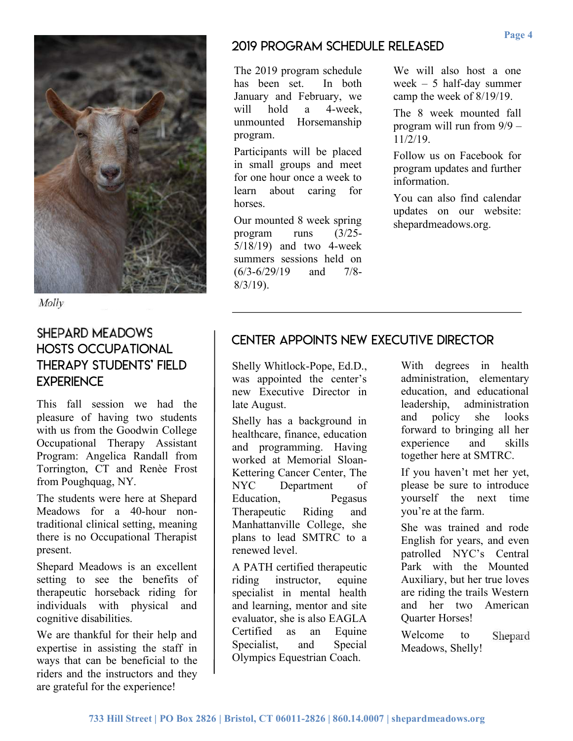## 2019 PROGRAM SCHEDULE RELEASED

The 2019 program schedule has been set. In both January and February, we will hold a 4-week, unmounted Horsemanship program.

Participants will be placed in small groups and meet for one hour once a week to learn about caring for horses.

Our mounted 8 week spring program runs (3/25-5/18/19) and two 4-week summers sessions held on (6/3-6/29/19 and 7/8-8/3/19).

We will also host a one week – 5 half-day summer camp the week of 8/19/19.

The 8 week mounted fall program will run from 9/9 – 11/2/19.

Follow us on Facebook for program updates and further information.

You can also find calendar updates on our website: shepardmeadows.org.

*Molly*

## SHEPARD MEADOWS HOSTS OCCUPATIONAL THERAPY STUDENTS' FIELD EXPERIENCE

This fall session we had the pleasure of having two students with us from the Goodwin College Occupational Therapy Assistant Program: Angelica Randall from Torrington, CT and Renèe Frost from Poughquag, NY.

The students were here at Shepard Meadows for a 40-hour non-traditional clinical setting, meaning there is no Occupational Therapist present.

Shepard Meadows is an excellent setting to see the benefits of therapeutic horseback riding for individuals with physical and cognitive disabilities.

We are thankful for their help and expertise in assisting the staff in ways that can be beneficial to the riders and the instructors and they are grateful for the experience!

## CENTER APPOINTS NEW EXECUTIVE DIRECTOR

Shelly Whitlock-Pope, Ed.D., was appointed the center's new Executive Director in late August.

Shelly has a background in healthcare, finance, education and programming. Having worked at Memorial Sloan-Kettering Cancer Center, The NYC Department of Education, Pegasus Therapeutic Riding and Manhattanville College, she plans to lead SMTRC to a renewed level.

A PATH certified therapeutic riding instructor, equine specialist in mental health and learning, mentor and site evaluator, she is also EAGLA Certified as an Equine Specialist, and Special Olympics Equestrian Coach.

With degrees in health administration, elementary education, and educational leadership, administration and policy she looks forward to bringing all her experience and skills together here at SMTRC.

If you haven't met her yet, please be sure to introduce yourself the next time you're at the farm.

She was trained and rode English for years, and even patrolled NYC's Central Park with the Mounted Auxiliary, but her true loves are riding the trails Western and her two American Quarter Horses!

Welcome to Shepard Meadows, Shelly!

733 Hill Street | PO Box 2826 | Bristol, CT 06011-2826 | 860.14.0007 | shepardmeadows.org